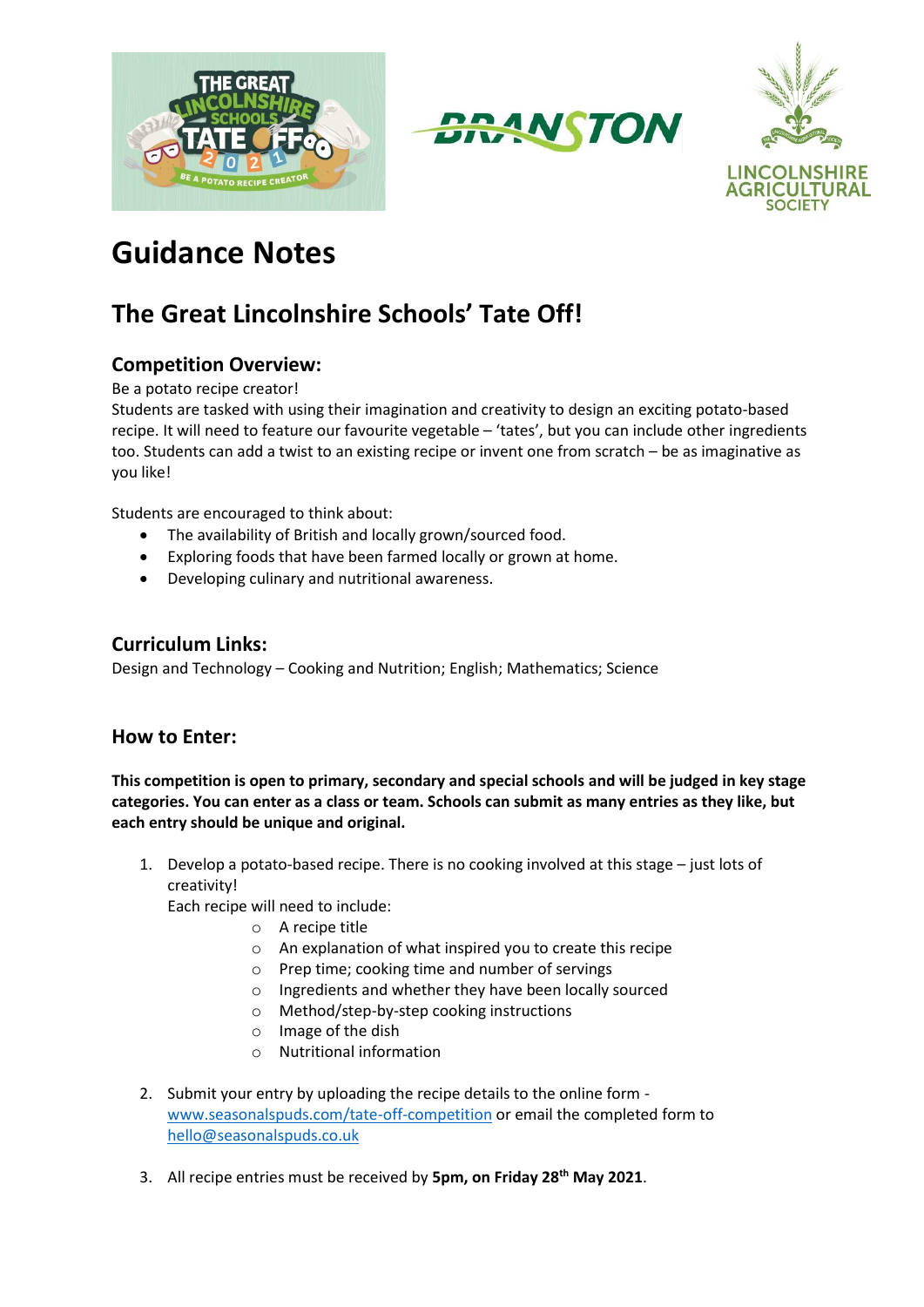# Guidance Notes

## The Great Lincolnshire Schools' Tate Off!

### Competition Overview:

Be a potato recipe creator!

Students are tasked with using their imagination and creativity to design an exciting potato-based recipe. It will need to feature our favourite vegetable – 'tates', but you can include other ingredients too. Students can add a twist to an existing recipe or invent one from scratch – be as imaginative as you like!

Students are encouraged to think about:

- The availability of British and locally grown/sourced food.
- Exploring foods that have been farmed locally or grown at home.
- Developing culinary and nutritional awareness.

### Curriculum Links:

Design and Technology – Cooking and Nutrition; English; Mathematics; Science

### How to Enter:

**This competition is open to primary, secondary and special schools and will be judged in key stage categories. You can enter as a class or team. Schools can submit as many entries as they like, but each entry should be unique and original.**

1. Develop a potato-based recipe. There is no cooking involved at this stage – just lots of creativity!
   Each recipe will need to include:
   - A recipe title
   - An explanation of what inspired you to create this recipe
   - Prep time; cooking time and number of servings
   - Ingredients and whether they have been locally sourced
   - Method/step-by-step cooking instructions
   - Image of the dish
   - Nutritional information
2. Submit your entry by uploading the recipe details to the online form - www.seasonalspuds.com/tate-off-competition or email the completed form to hello@seasonalspuds.co.uk
3. All recipe entries must be received by **5pm, on Friday 28th May 2021**.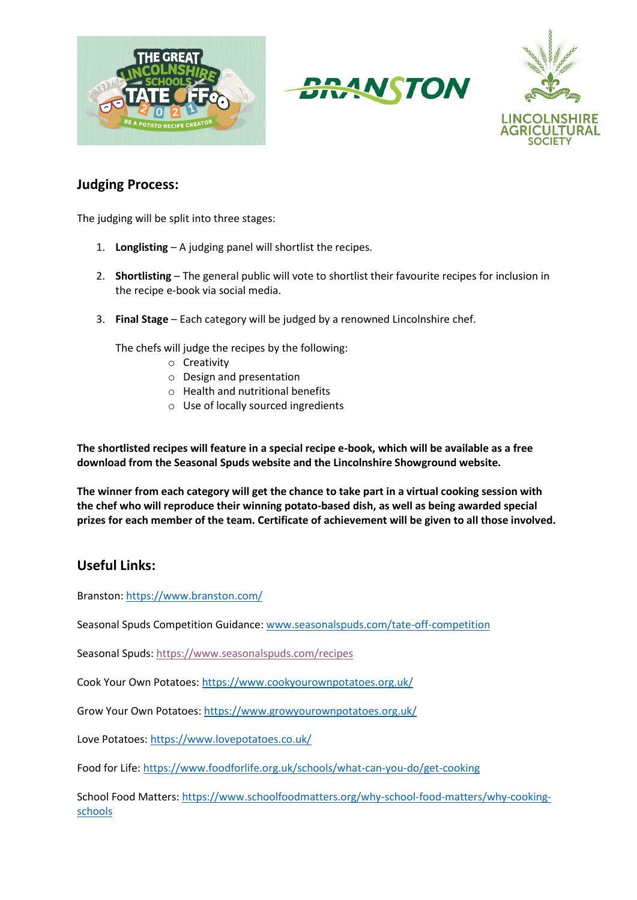## Judging Process:

The judging will be split into three stages:

1. **Longlisting** – A judging panel will shortlist the recipes.
2. **Shortlisting** – The general public will vote to shortlist their favourite recipes for inclusion in the recipe e-book via social media.
3. **Final Stage** – Each category will be judged by a renowned Lincolnshire chef.

   The chefs will judge the recipes by the following:
   - Creativity
   - Design and presentation
   - Health and nutritional benefits
   - Use of locally sourced ingredients

**The shortlisted recipes will feature in a special recipe e-book, which will be available as a free download from the Seasonal Spuds website and the Lincolnshire Showground website.**

**The winner from each category will get the chance to take part in a virtual cooking session with the chef who will reproduce their winning potato-based dish, as well as being awarded special prizes for each member of the team. Certificate of achievement will be given to all those involved.**

## Useful Links:

Branston: https://www.branston.com/

Seasonal Spuds Competition Guidance: www.seasonalspuds.com/tate-off-competition

Seasonal Spuds: https://www.seasonalspuds.com/recipes

Cook Your Own Potatoes: https://www.cookyourownpotatoes.org.uk/

Grow Your Own Potatoes: https://www.growyourownpotatoes.org.uk/

Love Potatoes: https://www.lovepotatoes.co.uk/

Food for Life: https://www.foodforlife.org.uk/schools/what-can-you-do/get-cooking

School Food Matters: https://www.schoolfoodmatters.org/why-school-food-matters/why-cooking-schools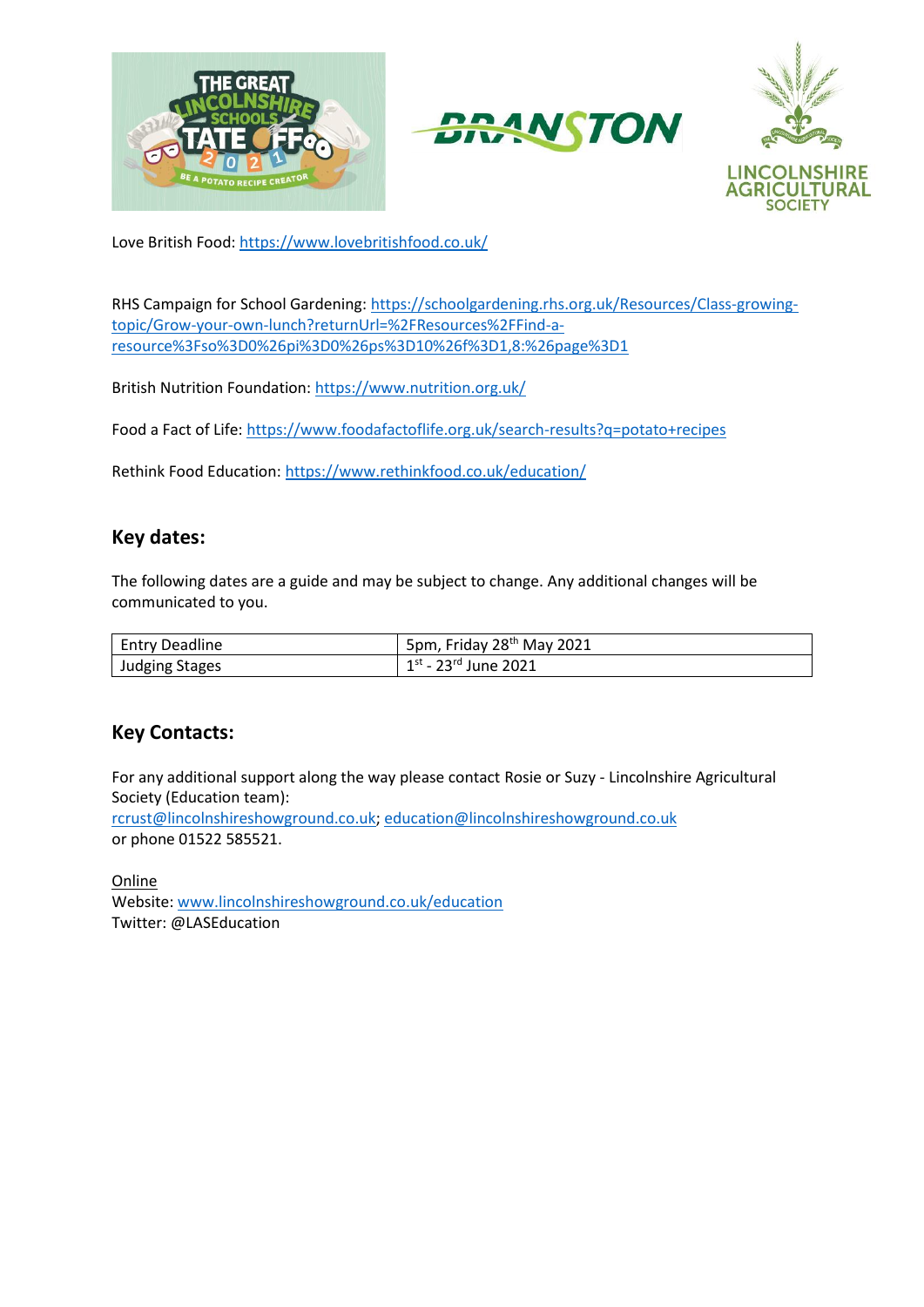Love British Food: https://www.lovebritishfood.co.uk/

RHS Campaign for School Gardening: https://schoolgardening.rhs.org.uk/Resources/Class-growing-topic/Grow-your-own-lunch?returnUrl=%2FResources%2FFind-a-resource%3Fso%3D0%26pi%3D0%26ps%3D10%26f%3D1,8:%26page%3D1

British Nutrition Foundation: https://www.nutrition.org.uk/

Food a Fact of Life: https://www.foodafactoflife.org.uk/search-results?q=potato+recipes

Rethink Food Education: https://www.rethinkfood.co.uk/education/

## Key dates:

The following dates are a guide and may be subject to change. Any additional changes will be communicated to you.

| | |
|---|---|
| Entry Deadline | 5pm, Friday 28th May 2021 |
| Judging Stages | 1st - 23rd June 2021 |

## Key Contacts:

For any additional support along the way please contact Rosie or Suzy - Lincolnshire Agricultural Society (Education team):
rcrust@lincolnshireshowground.co.uk; education@lincolnshireshowground.co.uk
or phone 01522 585521.

Online
Website: www.lincolnshireshowground.co.uk/education
Twitter: @LASEducation